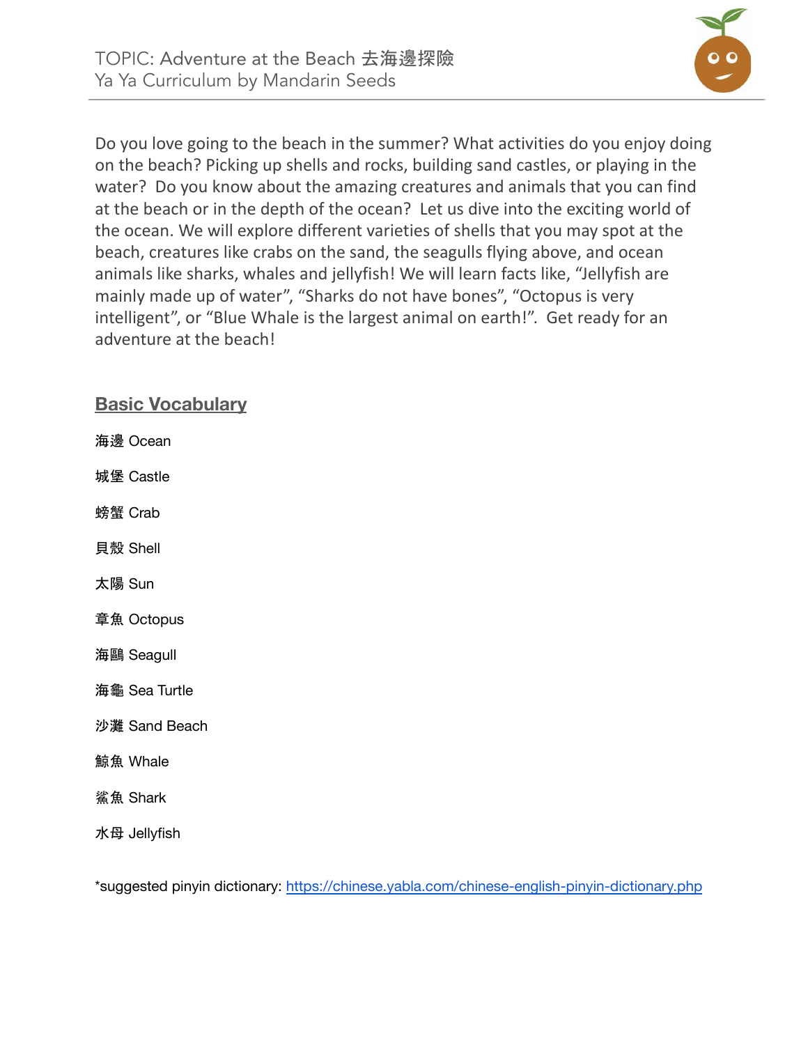# TOPIC: Adventure at the Beach 去海邊探險

Ya Ya Curriculum by Mandarin Seeds

Do you love going to the beach in the summer? What activities do you enjoy doing on the beach? Picking up shells and rocks, building sand castles, or playing in the water? Do you know about the amazing creatures and animals that you can find at the beach or in the depth of the ocean? Let us dive into the exciting world of the ocean. We will explore different varieties of shells that you may spot at the beach, creatures like crabs on the sand, the seagulls flying above, and ocean animals like sharks, whales and jellyfish! We will learn facts like, "Jellyfish are mainly made up of water", "Sharks do not have bones", "Octopus is very intelligent", or "Blue Whale is the largest animal on earth!". Get ready for an adventure at the beach!

## Basic Vocabulary

海邊 Ocean

城堡 Castle

螃蟹 Crab

貝殼 Shell

太陽 Sun

章魚 Octopus

海鷗 Seagull

海龜 Sea Turtle

沙灘 Sand Beach

鯨魚 Whale

鯊魚 Shark

水母 Jellyfish

*suggested pinyin dictionary: https://chinese.yabla.com/chinese-english-pinyin-dictionary.php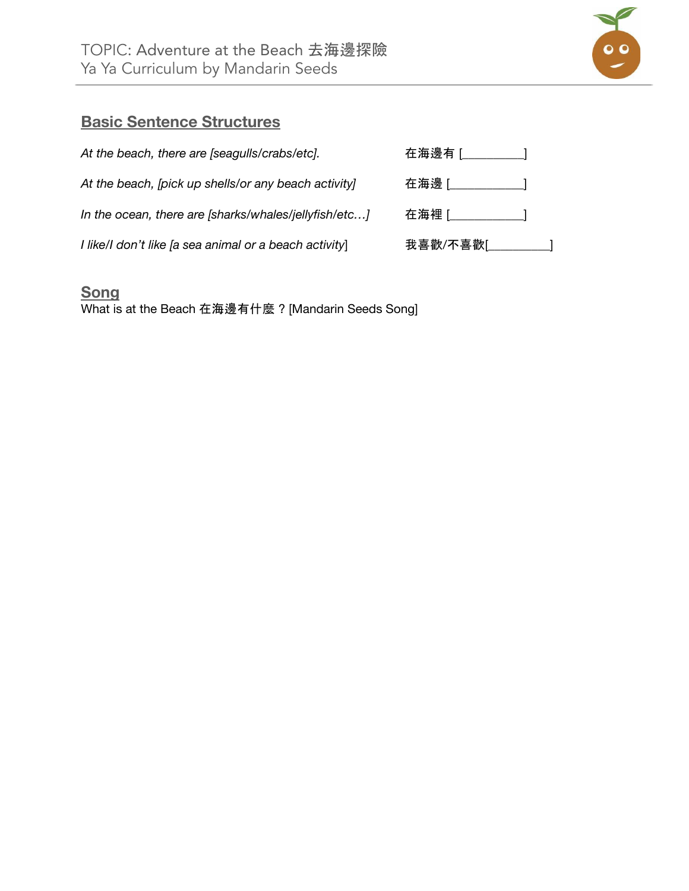## Basic Sentence Structures

| | |
|---|---|
| *At the beach, there are [seagulls/crabs/etc].* | 在海邊有 [__________] |
| *At the beach, [pick up shells/or any beach activity]* | 在海邊 [____________] |
| *In the ocean, there are [sharks/whales/jellyfish/etc…]* | 在海裡 [____________] |
| *I like/I don't like [a sea animal or a beach activity*] | 我喜歡/不喜歡[__________] |

## Song

What is at the Beach 在海邊有什麼？[Mandarin Seeds Song]